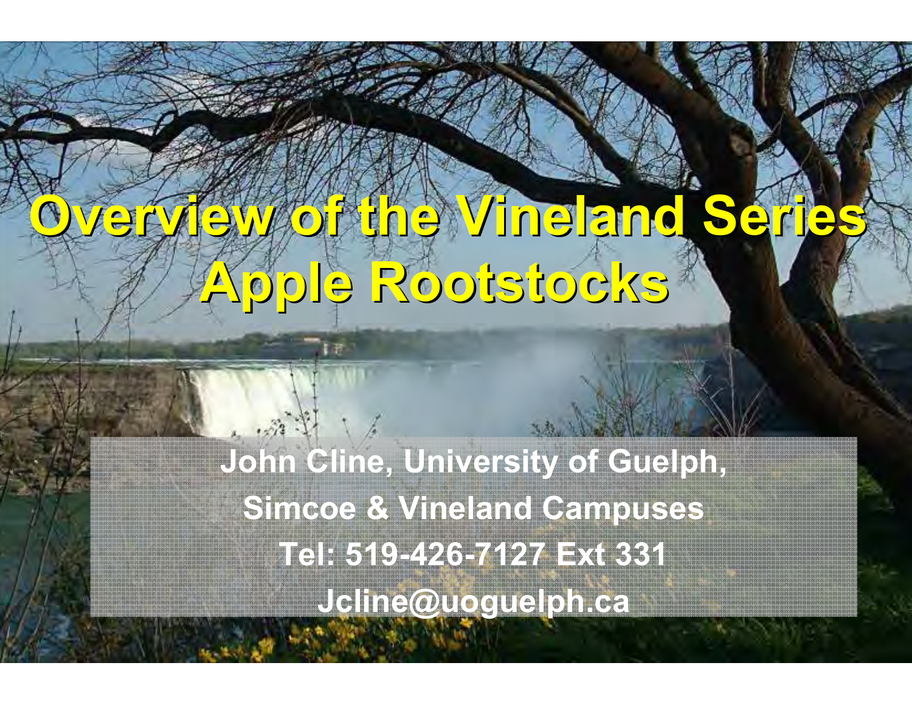# Overview of the Vineland Series Apple Rootstocks

John Cline, University of Guelph,
Simcoe & Vineland Campuses
Tel: 519-426-7127 Ext 331
Jcline@uoguelph.ca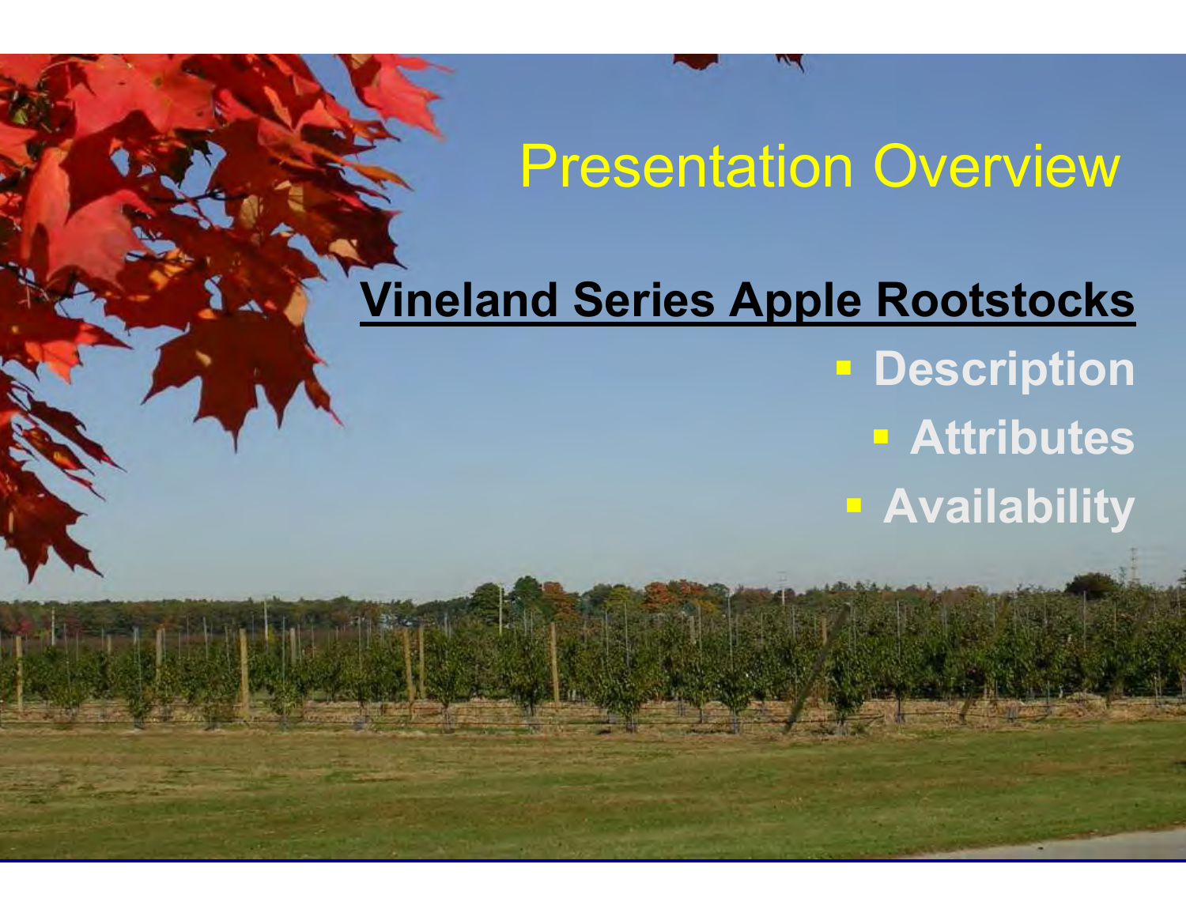# Presentation Overview

## Vineland Series Apple Rootstocks

- **Description**
- **Attributes**
- **Availability**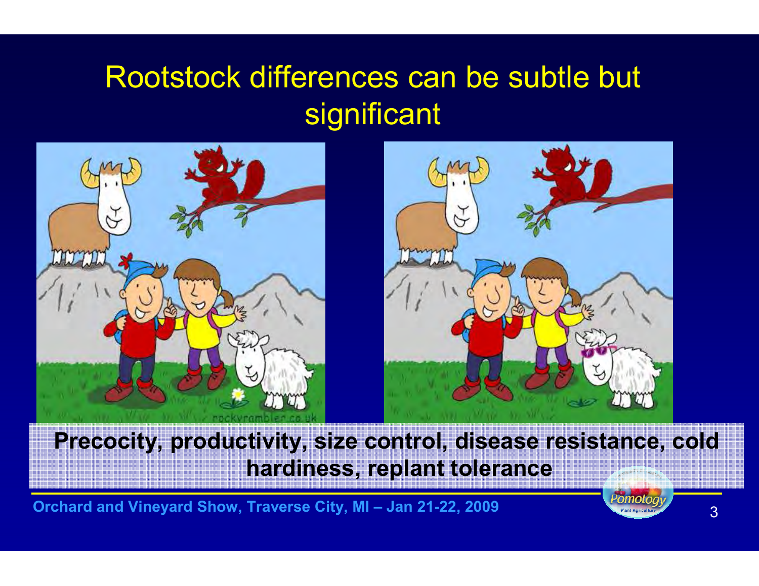# Rootstock differences can be subtle but significant

**Precocity, productivity, size control, disease resistance, cold hardiness, replant tolerance**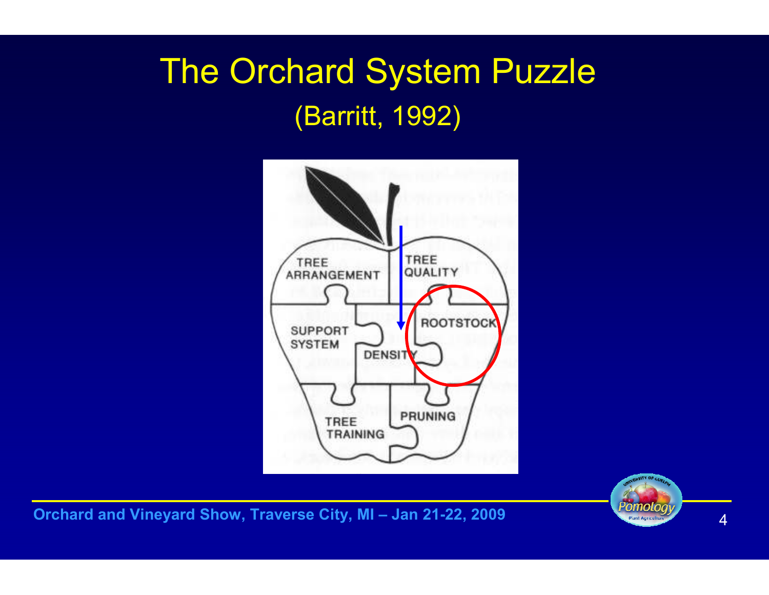# The Orchard System Puzzle

(Barritt, 1992)

TREE ARRANGEMENT

TREE QUALITY

SUPPORT SYSTEM

ROOTSTOCK

DENSITY

TREE TRAINING

PRUNING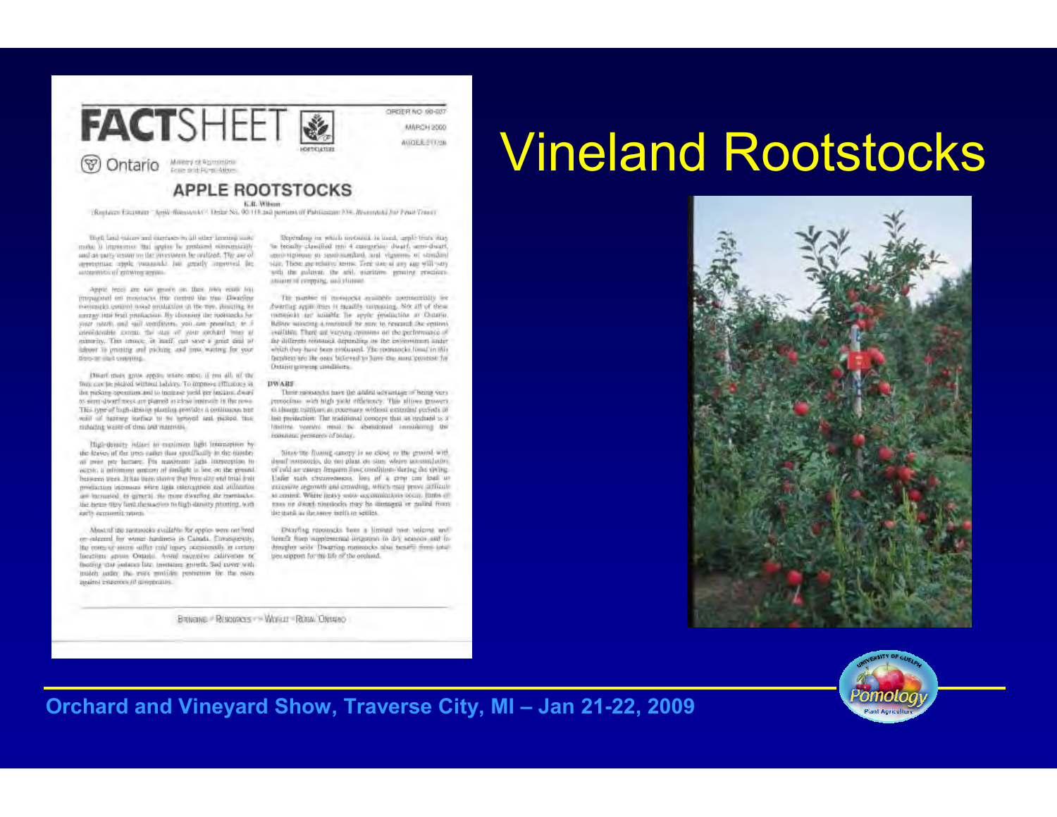# Vineland Rootstocks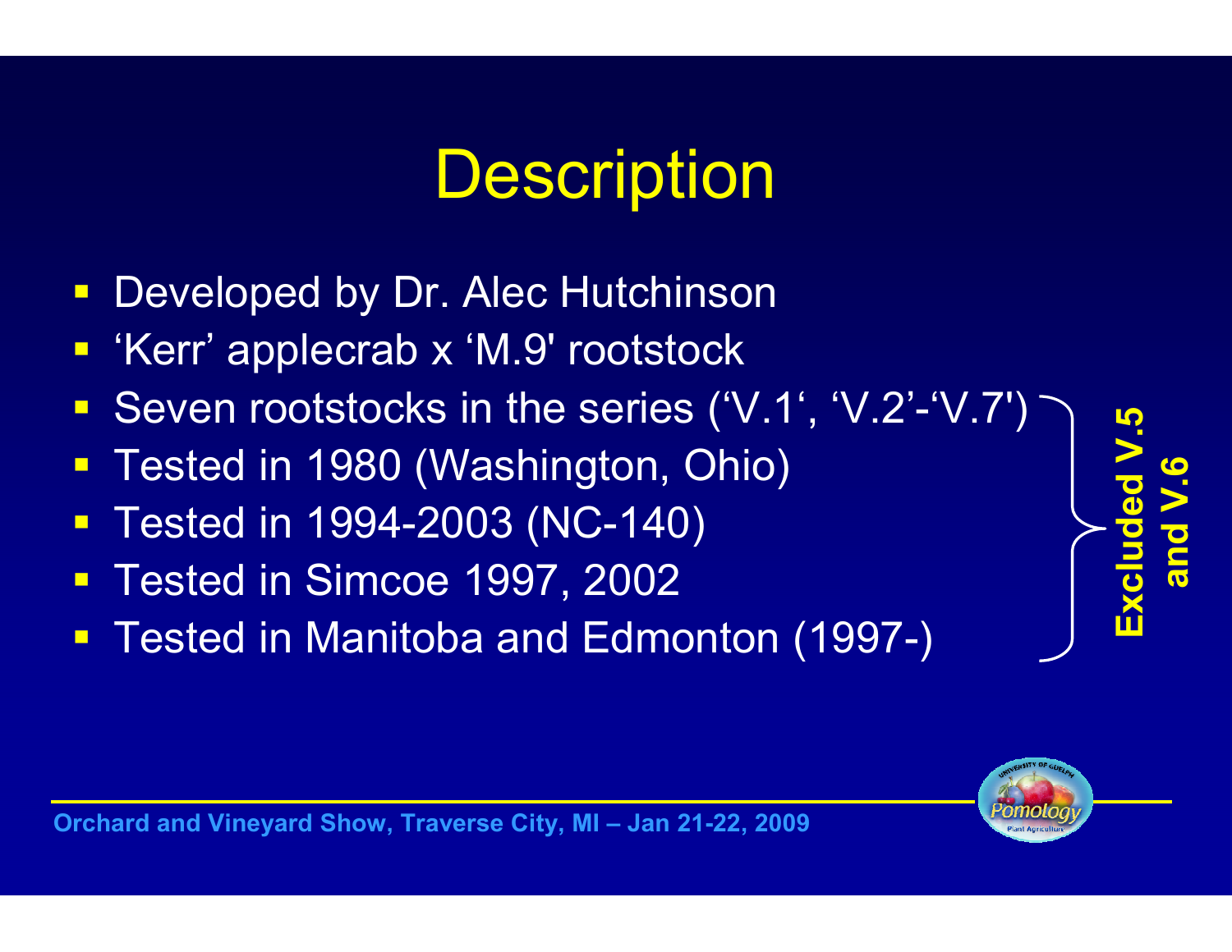# Description

- Developed by Dr. Alec Hutchinson
- 'Kerr' applecrab x 'M.9' rootstock
- Seven rootstocks in the series ('V.1', 'V.2'-'V.7')
- Tested in 1980 (Washington, Ohio)
- Tested in 1994-2003 (NC-140)
- Tested in Simcoe 1997, 2002
- Tested in Manitoba and Edmonton (1997-)

**Excluded V.5 and V.6**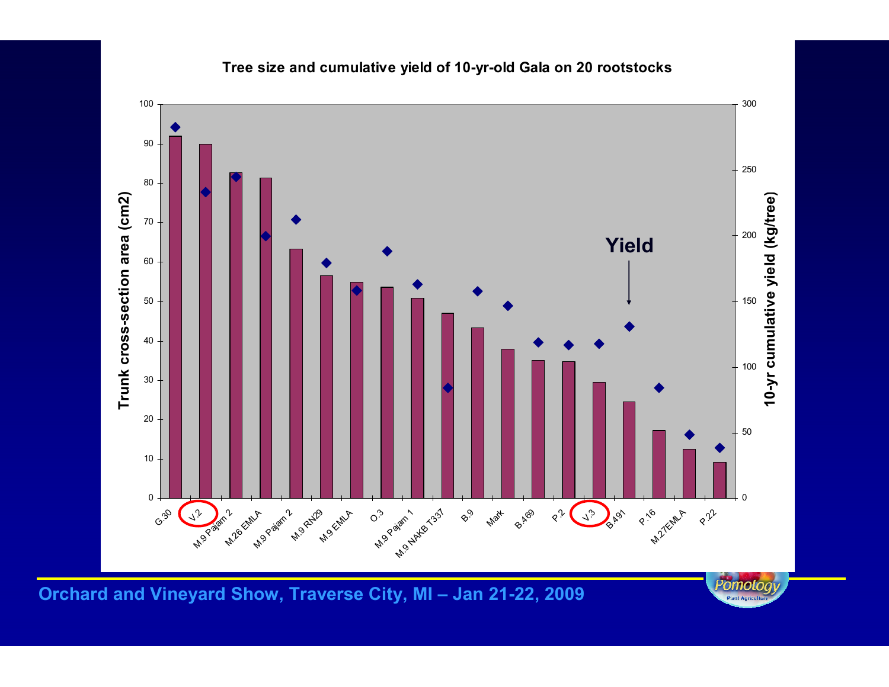Tree size and cumulative yield of 10-yr-old Gala on 20 rootstocks

Trunk cross-section area (cm2)

10-yr cumulative yield (kg/tree)

0
10
20
30
40
50
60
70
80
90
100

0
50
100
150
200
250
300

Yield

G.30
V.2
M.9 Pajam 2
M.26 EMLA
M.9 Pajam 2
M.9 RN29
M.9 EMLA
O.3
M.9 Pajam 1
M.9 NAKB T337
B.9
Mark
B.469
P.2
V.3
B.491
P.16
M.27EMLA
P.22

Orchard and Vineyard Show, Traverse City, MI – Jan 21-22, 2009

Pomology
Plant Agriculture